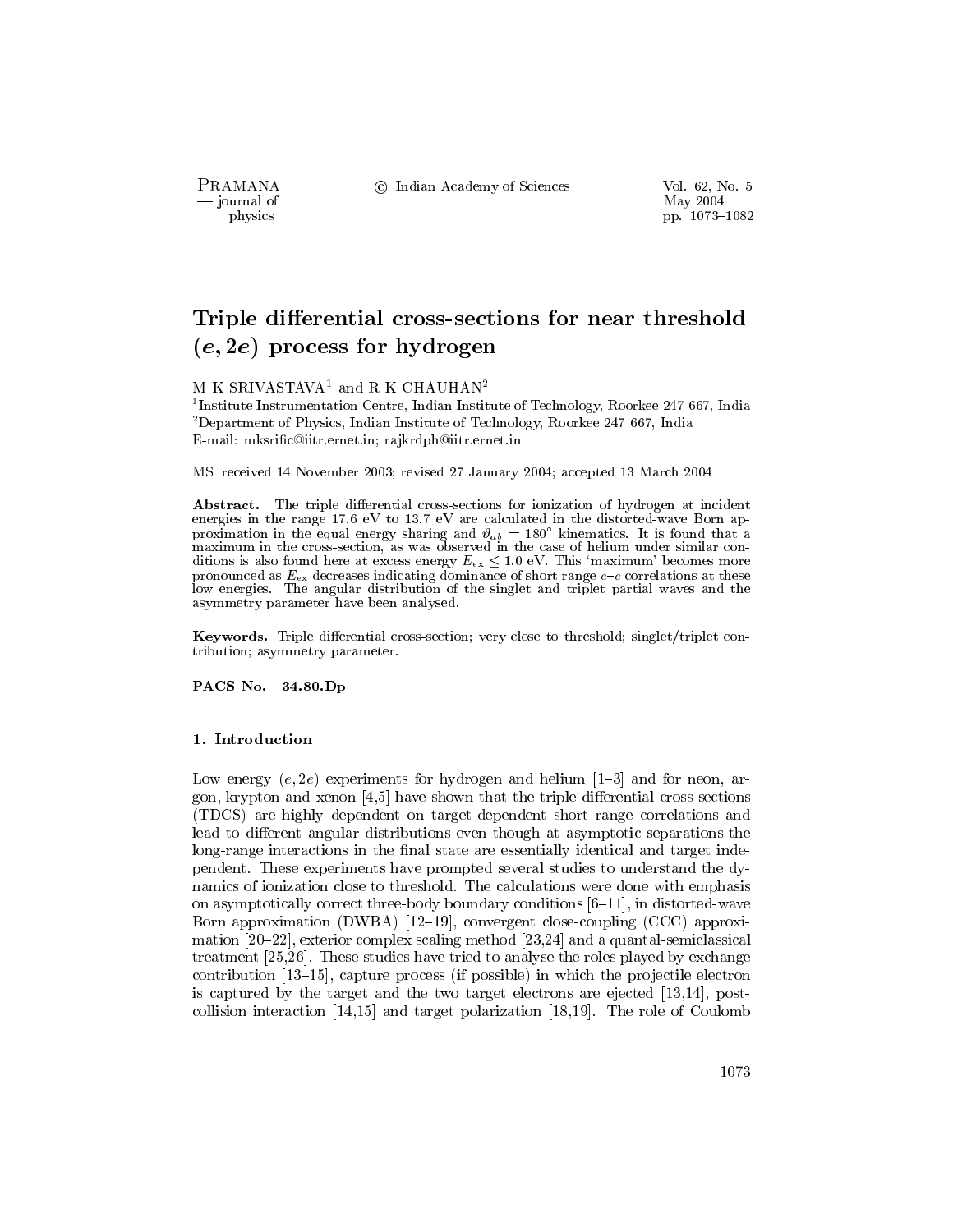# Triple differential cross-sections for near threshold $(e, 2e)$ process for hydrogen

M K SRIVASTAVA[1] and R K CHAUHAN[2]

[1]Institute Instrumentation Centre, Indian Institute of Technology, Roorkee 247 667, India
[2]Department of Physics, Indian Institute of Technology, Roorkee 247 667, India
E-mail: mksrific@iitr.ernet.in; rajkrdph@iitr.ernet.in

MS received 14 November 2003; revised 27 January 2004; accepted 13 March 2004

**Abstract.** The triple differential cross-sections for ionization of hydrogen at incident energies in the range 17.6 eV to 13.7 eV are calculated in the distorted-wave Born approximation in the equal energy sharing and $\vartheta_{ab} = 180°$ kinematics. It is found that a maximum in the cross-section, as was observed in the case of helium under similar conditions is also found here at excess energy $E_{ex} \leq 1.0$ eV. This 'maximum' becomes more pronounced as $E_{ex}$ decreases indicating dominance of short range $e$–$e$ correlations at these low energies. The angular distribution of the singlet and triplet partial waves and the asymmetry parameter have been analysed.

**Keywords.** Triple differential cross-section; very close to threshold; singlet/triplet contribution; asymmetry parameter.

**PACS No. 34.80.Dp**

## 1. Introduction

Low energy $(e, 2e)$ experiments for hydrogen and helium [1–3] and for neon, argon, krypton and xenon [4,5] have shown that the triple differential cross-sections (TDCS) are highly dependent on target-dependent short range correlations and lead to different angular distributions even though at asymptotic separations the long-range interactions in the final state are essentially identical and target independent. These experiments have prompted several studies to understand the dynamics of ionization close to threshold. The calculations were done with emphasis on asymptotically correct three-body boundary conditions [6–11], in distorted-wave Born approximation (DWBA) [12–19], convergent close-coupling (CCC) approximation [20–22], exterior complex scaling method [23,24] and a quantal-semiclassical treatment [25,26]. These studies have tried to analyse the roles played by exchange contribution [13–15], capture process (if possible) in which the projectile electron is captured by the target and the two target electrons are ejected [13,14], post-collision interaction [14,15] and target polarization [18,19]. The role of Coulomb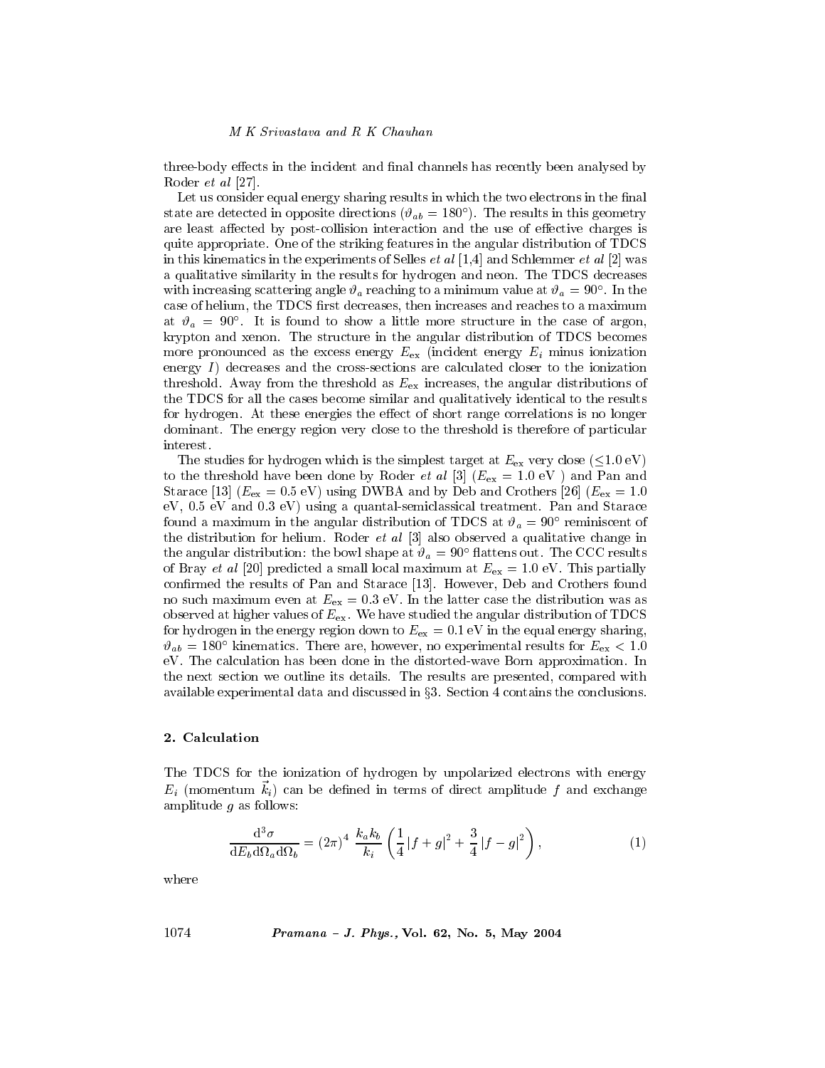three-body effects in the incident and final channels has recently been analysed by Roder *et al* [27].

Let us consider equal energy sharing results in which the two electrons in the final state are detected in opposite directions ($\vartheta_{ab} = 180°$). The results in this geometry are least affected by post-collision interaction and the use of effective charges is quite appropriate. One of the striking features in the angular distribution of TDCS in this kinematics in the experiments of Selles *et al* [1,4] and Schlemmer *et al* [2] was a qualitative similarity in the results for hydrogen and neon. The TDCS decreases with increasing scattering angle $\vartheta_a$ reaching to a minimum value at $\vartheta_a = 90°$. In the case of helium, the TDCS first decreases, then increases and reaches to a maximum at $\vartheta_a = 90°$. It is found to show a little more structure in the case of argon, krypton and xenon. The structure in the angular distribution of TDCS becomes more pronounced as the excess energy $E_{\rm ex}$ (incident energy $E_i$ minus ionization energy $I$) decreases and the cross-sections are calculated closer to the ionization threshold. Away from the threshold as $E_{\rm ex}$ increases, the angular distributions of the TDCS for all the cases become similar and qualitatively identical to the results for hydrogen. At these energies the effect of short range correlations is no longer dominant. The energy region very close to the threshold is therefore of particular interest.

The studies for hydrogen which is the simplest target at $E_{\rm ex}$ very close ($\leq 1.0$ eV) to the threshold have been done by Roder *et al* [3] ($E_{\rm ex} = 1.0$ eV ) and Pan and Starace [13] ($E_{\rm ex} = 0.5$ eV) using DWBA and by Deb and Crothers [26] ($E_{\rm ex} = 1.0$ eV, 0.5 eV and 0.3 eV) using a quantal-semiclassical treatment. Pan and Starace found a maximum in the angular distribution of TDCS at $\vartheta_a = 90°$ reminiscent of the distribution for helium. Roder *et al* [3] also observed a qualitative change in the angular distribution: the bowl shape at $\vartheta_a = 90°$ flattens out. The CCC results of Bray *et al* [20] predicted a small local maximum at $E_{\rm ex} = 1.0$ eV. This partially confirmed the results of Pan and Starace [13]. However, Deb and Crothers found no such maximum even at $E_{\rm ex} = 0.3$ eV. In the latter case the distribution was as observed at higher values of $E_{\rm ex}$. We have studied the angular distribution of TDCS for hydrogen in the energy region down to $E_{\rm ex} = 0.1$ eV in the equal energy sharing, $\vartheta_{ab} = 180°$ kinematics. There are, however, no experimental results for $E_{\rm ex} < 1.0$ eV. The calculation has been done in the distorted-wave Born approximation. In the next section we outline its details. The results are presented, compared with available experimental data and discussed in §3. Section 4 contains the conclusions.

## 2. Calculation

The TDCS for the ionization of hydrogen by unpolarized electrons with energy $E_i$ (momentum $\vec{k}_i$) can be defined in terms of direct amplitude $f$ and exchange amplitude $g$ as follows:

$$\frac{\mathrm{d}^3\sigma}{\mathrm{d}E_b \mathrm{d}\Omega_a \mathrm{d}\Omega_b} = (2\pi)^4 \, \frac{k_a k_b}{k_i} \left( \frac{1}{4} |f+g|^2 + \frac{3}{4} |f-g|^2 \right), \tag{1}$$

where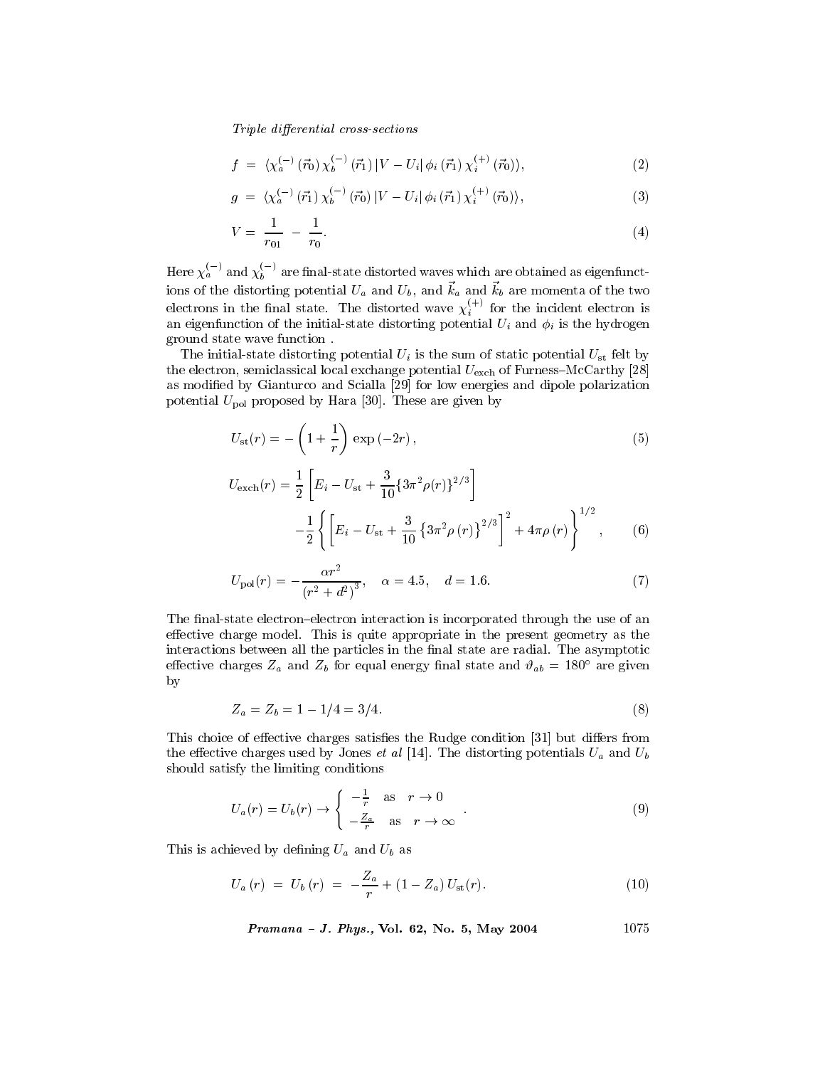$$f = \langle \chi_a^{(-)}(\vec{r}_0)\, \chi_b^{(-)}(\vec{r}_1)\, |V - U_i|\, \phi_i(\vec{r}_1)\, \chi_i^{(+)}(\vec{r}_0) \rangle, \tag{2}$$

$$g = \langle \chi_a^{(-)}(\vec{r}_1)\, \chi_b^{(-)}(\vec{r}_0)\, |V - U_i|\, \phi_i(\vec{r}_1)\, \chi_i^{(+)}(\vec{r}_0) \rangle, \tag{3}$$

$$V = \frac{1}{r_{01}} - \frac{1}{r_0}. \tag{4}$$

Here $\chi_a^{(-)}$ and $\chi_b^{(-)}$ are final-state distorted waves which are obtained as eigenfunctions of the distorting potential $U_a$ and $U_b$, and $\vec{k}_a$ and $\vec{k}_b$ are momenta of the two electrons in the final state. The distorted wave $\chi_i^{(+)}$ for the incident electron is an eigenfunction of the initial-state distorting potential $U_i$ and $\phi_i$ is the hydrogen ground state wave function .

The initial-state distorting potential $U_i$ is the sum of static potential $U_{\mathrm{st}}$ felt by the electron, semiclassical local exchange potential $U_{\mathrm{exch}}$ of Furness–McCarthy [28] as modified by Gianturco and Scialla [29] for low energies and dipole polarization potential $U_{\mathrm{pol}}$ proposed by Hara [30]. These are given by

$$U_{\mathrm{st}}(r) = -\left(1 + \frac{1}{r}\right) \exp(-2r), \tag{5}$$

$$U_{\mathrm{exch}}(r) = \frac{1}{2}\left[E_i - U_{\mathrm{st}} + \frac{3}{10}\{3\pi^2\rho(r)\}^{2/3}\right] - \frac{1}{2}\left\{\left[E_i - U_{\mathrm{st}} + \frac{3}{10}\left\{3\pi^2\rho(r)\right\}^{2/3}\right]^2 + 4\pi\rho(r)\right\}^{1/2}, \tag{6}$$

$$U_{\mathrm{pol}}(r) = -\frac{\alpha r^2}{(r^2 + d^2)^3}, \quad \alpha = 4.5, \quad d = 1.6. \tag{7}$$

The final-state electron–electron interaction is incorporated through the use of an effective charge model. This is quite appropriate in the present geometry as the interactions between all the particles in the final state are radial. The asymptotic effective charges $Z_a$ and $Z_b$ for equal energy final state and $\vartheta_{ab} = 180^\circ$ are given by

$$Z_a = Z_b = 1 - 1/4 = 3/4. \tag{8}$$

This choice of effective charges satisfies the Rudge condition [31] but differs from the effective charges used by Jones *et al* [14]. The distorting potentials $U_a$ and $U_b$ should satisfy the limiting conditions

$$U_a(r) = U_b(r) \to \begin{cases} -\frac{1}{r} & \text{as} \quad r \to 0 \\ -\frac{Z_a}{r} & \text{as} \quad r \to \infty \end{cases}. \tag{9}$$

This is achieved by defining $U_a$ and $U_b$ as

$$U_a(r) = U_b(r) = -\frac{Z_a}{r} + (1 - Z_a)\, U_{\mathrm{st}}(r). \tag{10}$$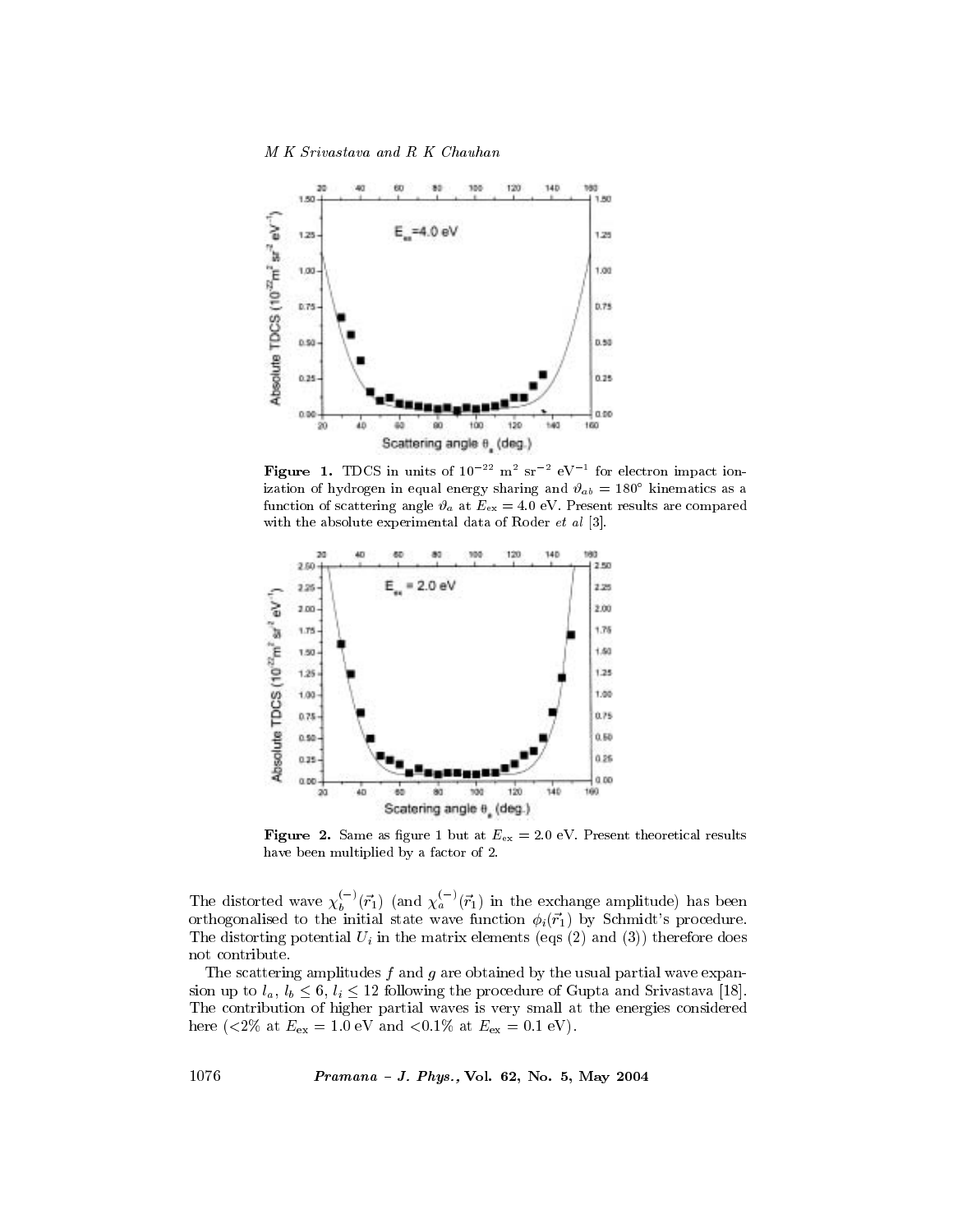**Figure 1.** TDCS in units of $10^{-22}$ m$^2$ sr$^{-2}$ eV$^{-1}$ for electron impact ionization of hydrogen in equal energy sharing and $\vartheta_{ab} = 180°$ kinematics as a function of scattering angle $\vartheta_a$ at $E_{\rm ex} = 4.0$ eV. Present results are compared with the absolute experimental data of Roder *et al* [3].

**Figure 2.** Same as figure 1 but at $E_{\rm ex} = 2.0$ eV. Present theoretical results have been multiplied by a factor of 2.

The distorted wave $\chi_b^{(-)}(\vec{r}_1)$ (and $\chi_a^{(-)}(\vec{r}_1)$ in the exchange amplitude) has been orthogonalised to the initial state wave function $\phi_i(\vec{r}_1)$ by Schmidt's procedure. The distorting potential $U_i$ in the matrix elements (eqs (2) and (3)) therefore does not contribute.

The scattering amplitudes $f$ and $g$ are obtained by the usual partial wave expansion up to $l_a$, $l_b \leq 6$, $l_i \leq 12$ following the procedure of Gupta and Srivastava [18]. The contribution of higher partial waves is very small at the energies considered here (<2% at $E_{\rm ex} = 1.0$ eV and <0.1% at $E_{\rm ex} = 0.1$ eV).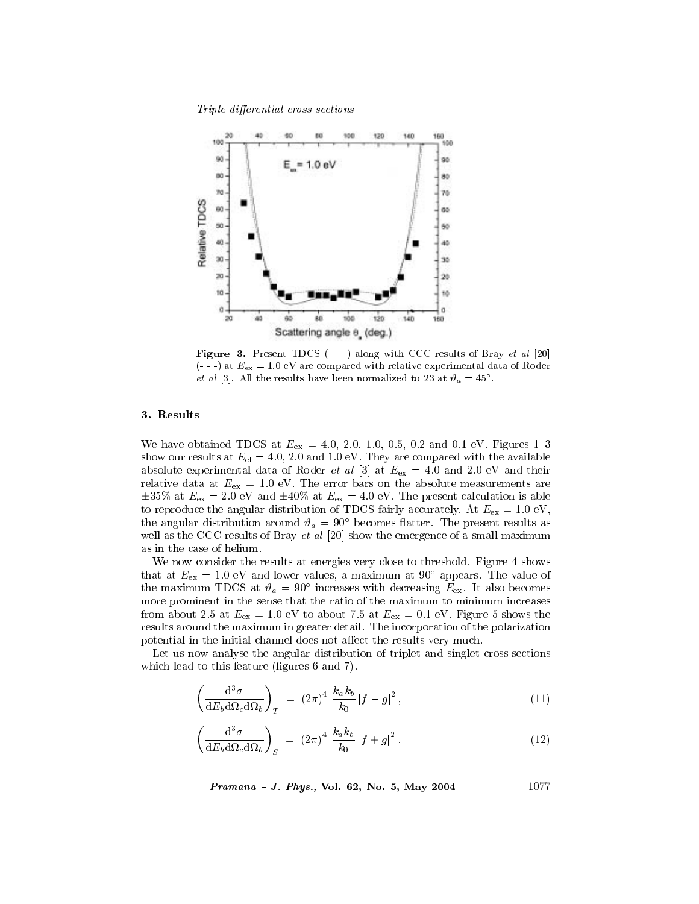**Figure 3.** Present TDCS ( — ) along with CCC results of Bray *et al* [20] (- - -) at $E_{\text{ex}} = 1.0$ eV are compared with relative experimental data of Roder *et al* [3]. All the results have been normalized to 23 at $\vartheta_a = 45°$.

## 3. Results

We have obtained TDCS at $E_{\text{ex}} = 4.0$, 2.0, 1.0, 0.5, 0.2 and 0.1 eV. Figures 1–3 show our results at $E_{\text{el}} = 4.0$, 2.0 and 1.0 eV. They are compared with the available absolute experimental data of Roder *et al* [3] at $E_{\text{ex}} = 4.0$ and 2.0 eV and their relative data at $E_{\text{ex}} = 1.0$ eV. The error bars on the absolute measurements are $\pm 35\%$ at $E_{\text{ex}} = 2.0$ eV and $\pm 40\%$ at $E_{\text{ex}} = 4.0$ eV. The present calculation is able to reproduce the angular distribution of TDCS fairly accurately. At $E_{\text{ex}} = 1.0$ eV, the angular distribution around $\vartheta_a = 90°$ becomes flatter. The present results as well as the CCC results of Bray *et al* [20] show the emergence of a small maximum as in the case of helium.

We now consider the results at energies very close to threshold. Figure 4 shows that at $E_{\text{ex}} = 1.0$ eV and lower values, a maximum at 90° appears. The value of the maximum TDCS at $\vartheta_a = 90°$ increases with decreasing $E_{\text{ex}}$. It also becomes more prominent in the sense that the ratio of the maximum to minimum increases from about 2.5 at $E_{\text{ex}} = 1.0$ eV to about 7.5 at $E_{\text{ex}} = 0.1$ eV. Figure 5 shows the results around the maximum in greater detail. The incorporation of the polarization potential in the initial channel does not affect the results very much.

Let us now analyse the angular distribution of triplet and singlet cross-sections which lead to this feature (figures 6 and 7).

$$\left(\frac{\mathrm{d}^3\sigma}{\mathrm{d}E_b\mathrm{d}\Omega_c\mathrm{d}\Omega_b}\right)_T = (2\pi)^4 \, \frac{k_a k_b}{k_0} \left|f - g\right|^2 , \tag{11}$$

$$\left(\frac{\mathrm{d}^3\sigma}{\mathrm{d}E_b\mathrm{d}\Omega_c\mathrm{d}\Omega_b}\right)_S = (2\pi)^4 \, \frac{k_a k_b}{k_0} \left|f + g\right|^2 . \tag{12}$$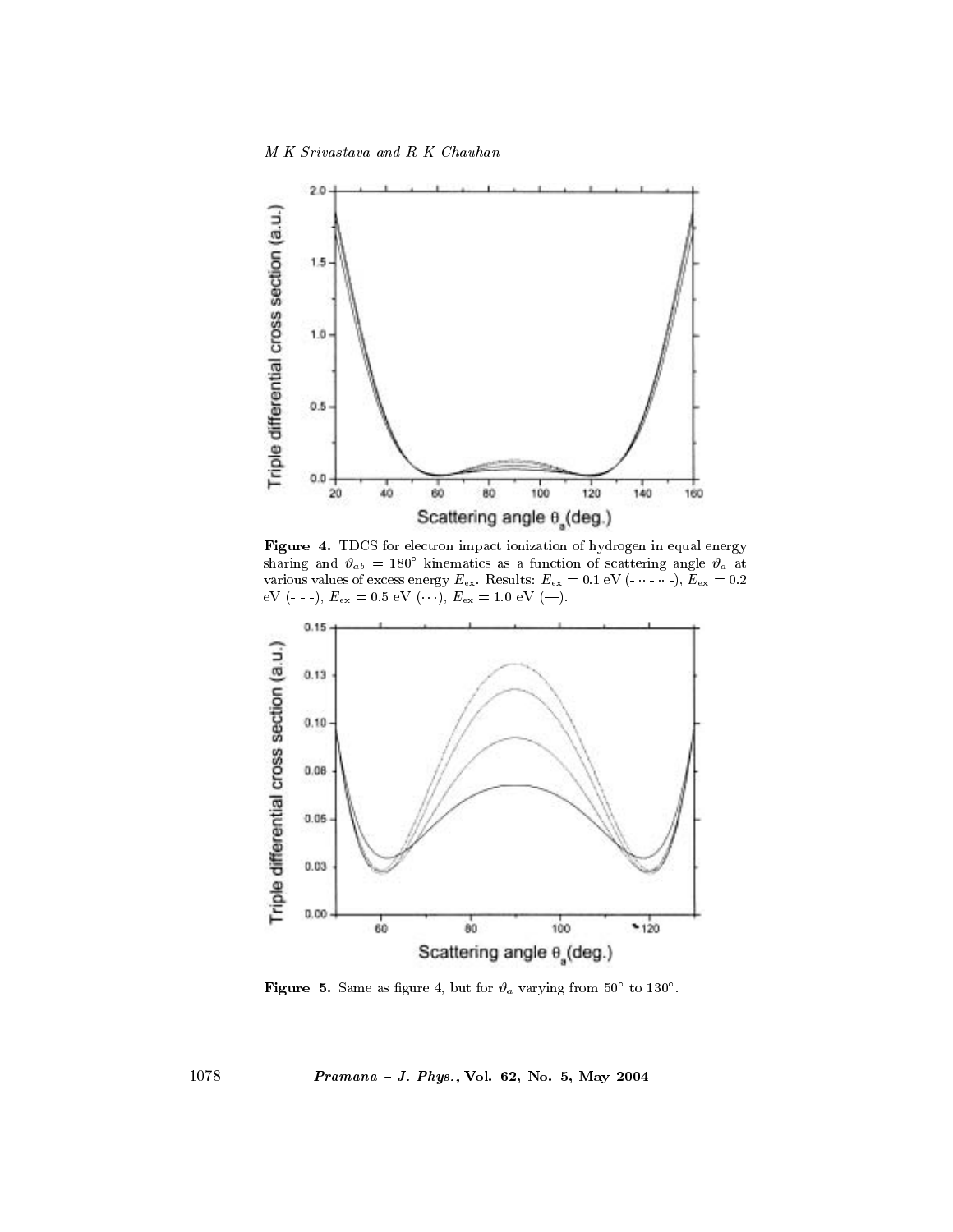**Figure 4.** TDCS for electron impact ionization of hydrogen in equal energy sharing and $\vartheta_{ab} = 180°$ kinematics as a function of scattering angle $\vartheta_a$ at various values of excess energy $E_{ex}$. Results: $E_{ex} = 0.1$ eV (- ·· - ·· -), $E_{ex} = 0.2$ eV (- - -), $E_{ex} = 0.5$ eV (···), $E_{ex} = 1.0$ eV (—).

**Figure 5.** Same as figure 4, but for $\vartheta_a$ varying from 50° to 130°.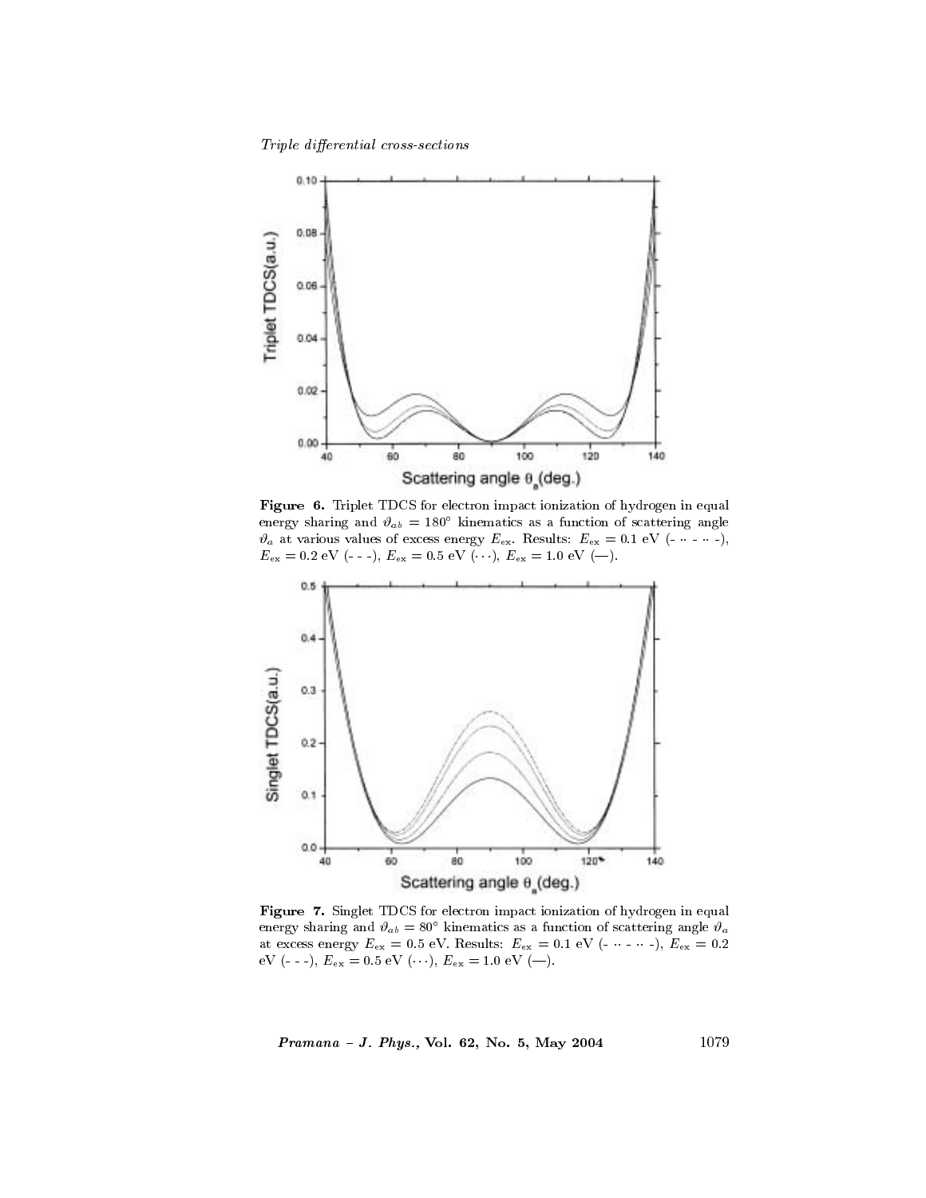**Figure 6.** Triplet TDCS for electron impact ionization of hydrogen in equal energy sharing and $\vartheta_{ab} = 180°$ kinematics as a function of scattering angle $\vartheta_a$ at various values of excess energy $E_{ex}$. Results: $E_{ex} = 0.1$ eV (- ·· - ·· -), $E_{ex} = 0.2$ eV (- - -), $E_{ex} = 0.5$ eV (···), $E_{ex} = 1.0$ eV (—).

**Figure 7.** Singlet TDCS for electron impact ionization of hydrogen in equal energy sharing and $\vartheta_{ab} = 80°$ kinematics as a function of scattering angle $\vartheta_a$ at excess energy $E_{ex} = 0.5$ eV. Results: $E_{ex} = 0.1$ eV (- ·· - ·· -), $E_{ex} = 0.2$ eV (- - -), $E_{ex} = 0.5$ eV (···), $E_{ex} = 1.0$ eV (—).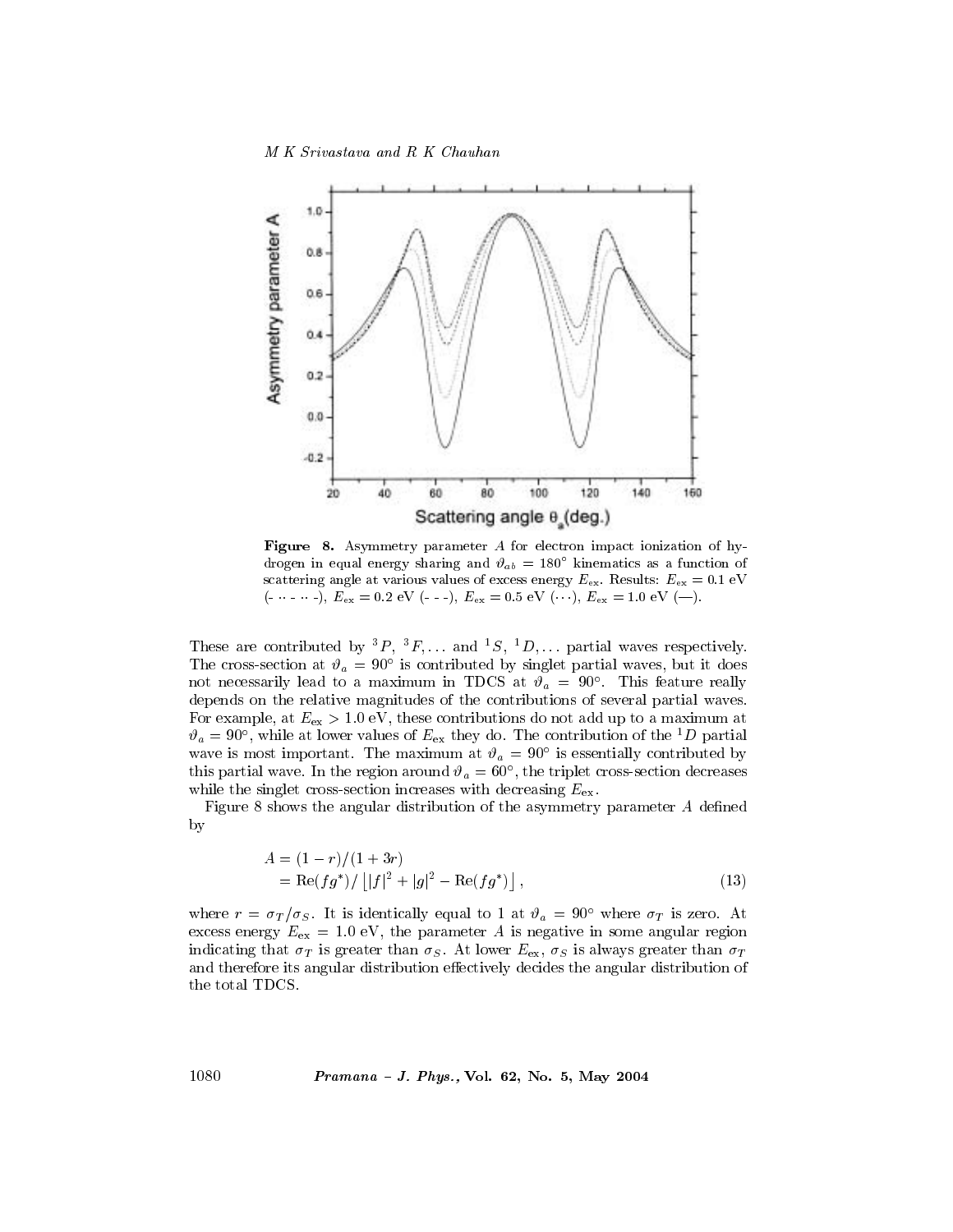**Figure 8.** Asymmetry parameter $A$ for electron impact ionization of hydrogen in equal energy sharing and $\vartheta_{ab} = 180^\circ$ kinematics as a function of scattering angle at various values of excess energy $E_{\rm ex}$. Results: $E_{\rm ex} = 0.1$ eV (- ·· - ·· -), $E_{\rm ex} = 0.2$ eV (- - -), $E_{\rm ex} = 0.5$ eV (···), $E_{\rm ex} = 1.0$ eV (—).

These are contributed by ${}^3P$, ${}^3F, \ldots$ and ${}^1S$, ${}^1D, \ldots$ partial waves respectively. The cross-section at $\vartheta_a = 90^\circ$ is contributed by singlet partial waves, but it does not necessarily lead to a maximum in TDCS at $\vartheta_a = 90^\circ$. This feature really depends on the relative magnitudes of the contributions of several partial waves. For example, at $E_{\rm ex} > 1.0$ eV, these contributions do not add up to a maximum at $\vartheta_a = 90^\circ$, while at lower values of $E_{\rm ex}$ they do. The contribution of the ${}^1D$ partial wave is most important. The maximum at $\vartheta_a = 90^\circ$ is essentially contributed by this partial wave. In the region around $\vartheta_a = 60^\circ$, the triplet cross-section decreases while the singlet cross-section increases with decreasing $E_{\rm ex}$.

Figure 8 shows the angular distribution of the asymmetry parameter $A$ defined by

$$
\begin{aligned}
A &= (1-r)/(1+3r) \\
&= {\rm Re}(fg^*)/\left[|f|^2 + |g|^2 - {\rm Re}(fg^*)\right],
\end{aligned}
\tag{13}
$$

where $r = \sigma_T/\sigma_S$. It is identically equal to 1 at $\vartheta_a = 90^\circ$ where $\sigma_T$ is zero. At excess energy $E_{\rm ex} = 1.0$ eV, the parameter $A$ is negative in some angular region indicating that $\sigma_T$ is greater than $\sigma_S$. At lower $E_{\rm ex}$, $\sigma_S$ is always greater than $\sigma_T$ and therefore its angular distribution effectively decides the angular distribution of the total TDCS.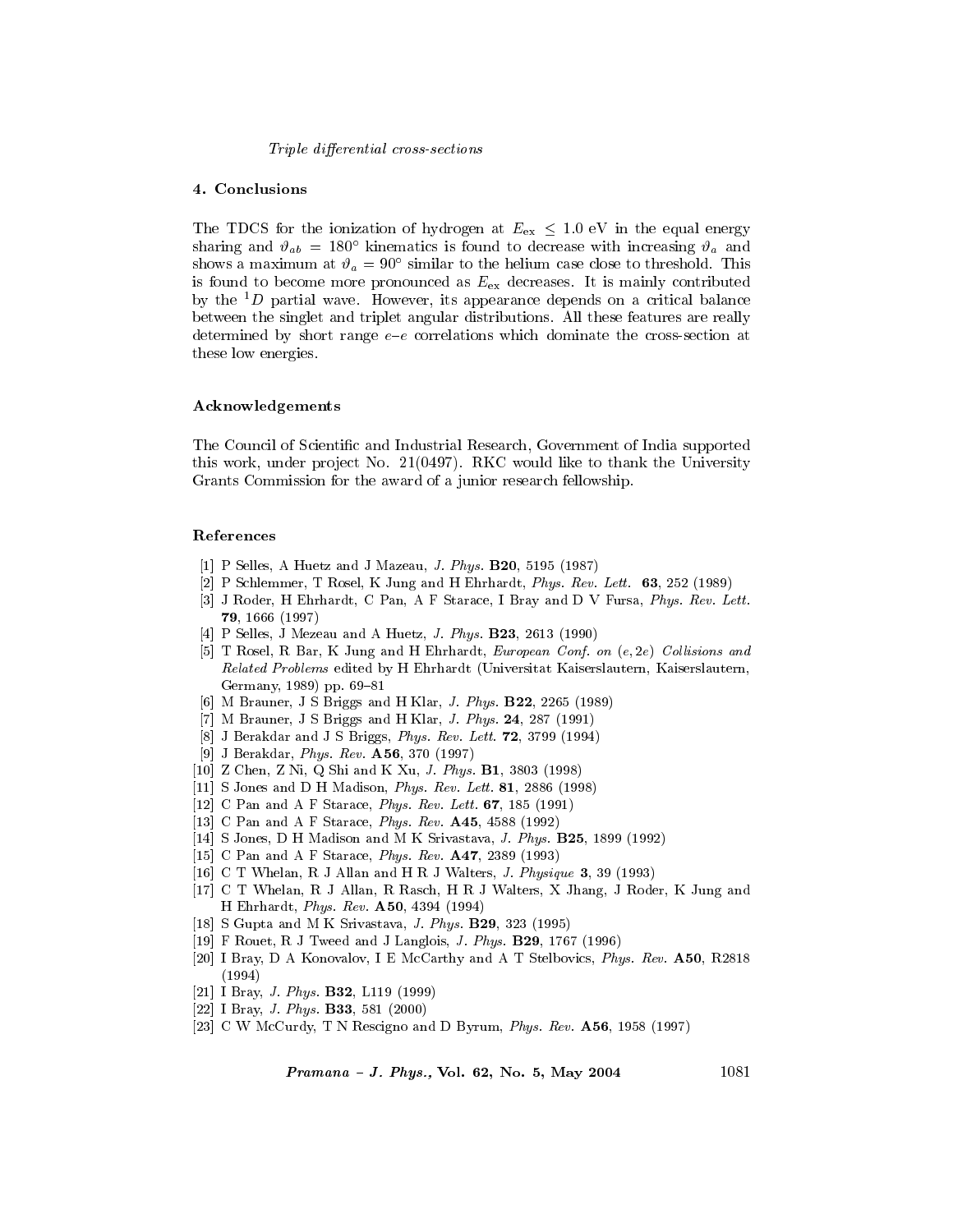## 4. Conclusions

The TDCS for the ionization of hydrogen at $E_{\rm ex} \leq 1.0$ eV in the equal energy sharing and $\vartheta_{ab} = 180°$ kinematics is found to decrease with increasing $\vartheta_a$ and shows a maximum at $\vartheta_a = 90°$ similar to the helium case close to threshold. This is found to become more pronounced as $E_{\rm ex}$ decreases. It is mainly contributed by the $^1D$ partial wave. However, its appearance depends on a critical balance between the singlet and triplet angular distributions. All these features are really determined by short range $e$–$e$ correlations which dominate the cross-section at these low energies.

### Acknowledgements

The Council of Scientific and Industrial Research, Government of India supported this work, under project No. 21(0497). RKC would like to thank the University Grants Commission for the award of a junior research fellowship.

### References

[1] P Selles, A Huetz and J Mazeau, *J. Phys.* **B20**, 5195 (1987)
[2] P Schlemmer, T Rosel, K Jung and H Ehrhardt, *Phys. Rev. Lett.* **63**, 252 (1989)
[3] J Roder, H Ehrhardt, C Pan, A F Starace, I Bray and D V Fursa, *Phys. Rev. Lett.* **79**, 1666 (1997)
[4] P Selles, J Mezeau and A Huetz, *J. Phys.* **B23**, 2613 (1990)
[5] T Rosel, R Bar, K Jung and H Ehrhardt, *European Conf. on (e, 2e) Collisions and Related Problems* edited by H Ehrhardt (Universitat Kaiserslautern, Kaiserslautern, Germany, 1989) pp. 69–81
[6] M Brauner, J S Briggs and H Klar, *J. Phys.* **B22**, 2265 (1989)
[7] M Brauner, J S Briggs and H Klar, *J. Phys.* **24**, 287 (1991)
[8] J Berakdar and J S Briggs, *Phys. Rev. Lett.* **72**, 3799 (1994)
[9] J Berakdar, *Phys. Rev.* **A56**, 370 (1997)
[10] Z Chen, Z Ni, Q Shi and K Xu, *J. Phys.* **B1**, 3803 (1998)
[11] S Jones and D H Madison, *Phys. Rev. Lett.* **81**, 2886 (1998)
[12] C Pan and A F Starace, *Phys. Rev. Lett.* **67**, 185 (1991)
[13] C Pan and A F Starace, *Phys. Rev.* **A45**, 4588 (1992)
[14] S Jones, D H Madison and M K Srivastava, *J. Phys.* **B25**, 1899 (1992)
[15] C Pan and A F Starace, *Phys. Rev.* **A47**, 2389 (1993)
[16] C T Whelan, R J Allan and H R J Walters, *J. Physique* **3**, 39 (1993)
[17] C T Whelan, R J Allan, R Rasch, H R J Walters, X Jhang, J Roder, K Jung and H Ehrhardt, *Phys. Rev.* **A50**, 4394 (1994)
[18] S Gupta and M K Srivastava, *J. Phys.* **B29**, 323 (1995)
[19] F Rouet, R J Tweed and J Langlois, *J. Phys.* **B29**, 1767 (1996)
[20] I Bray, D A Konovalov, I E McCarthy and A T Stelbovics, *Phys. Rev.* **A50**, R2818 (1994)
[21] I Bray, *J. Phys.* **B32**, L119 (1999)
[22] I Bray, *J. Phys.* **B33**, 581 (2000)
[23] C W McCurdy, T N Rescigno and D Byrum, *Phys. Rev.* **A56**, 1958 (1997)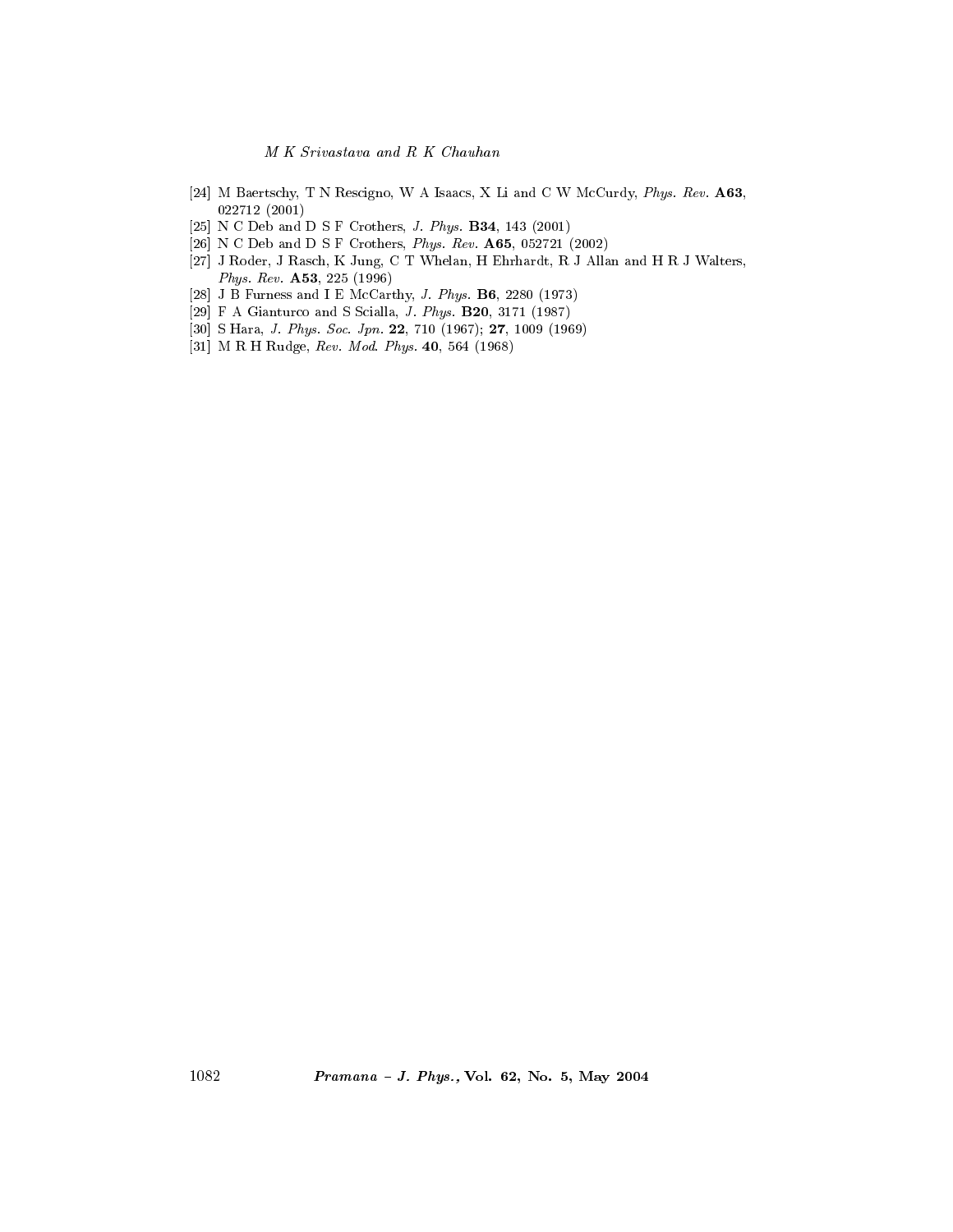[24] M Baertschy, T N Rescigno, W A Isaacs, X Li and C W McCurdy, *Phys. Rev.* **A63**, 022712 (2001)

[25] N C Deb and D S F Crothers, *J. Phys.* **B34**, 143 (2001)

[26] N C Deb and D S F Crothers, *Phys. Rev.* **A65**, 052721 (2002)

[27] J Roder, J Rasch, K Jung, C T Whelan, H Ehrhardt, R J Allan and H R J Walters, *Phys. Rev.* **A53**, 225 (1996)

[28] J B Furness and I E McCarthy, *J. Phys.* **B6**, 2280 (1973)

[29] F A Gianturco and S Scialla, *J. Phys.* **B20**, 3171 (1987)

[30] S Hara, *J. Phys. Soc. Jpn.* **22**, 710 (1967); **27**, 1009 (1969)

[31] M R H Rudge, *Rev. Mod. Phys.* **40**, 564 (1968)